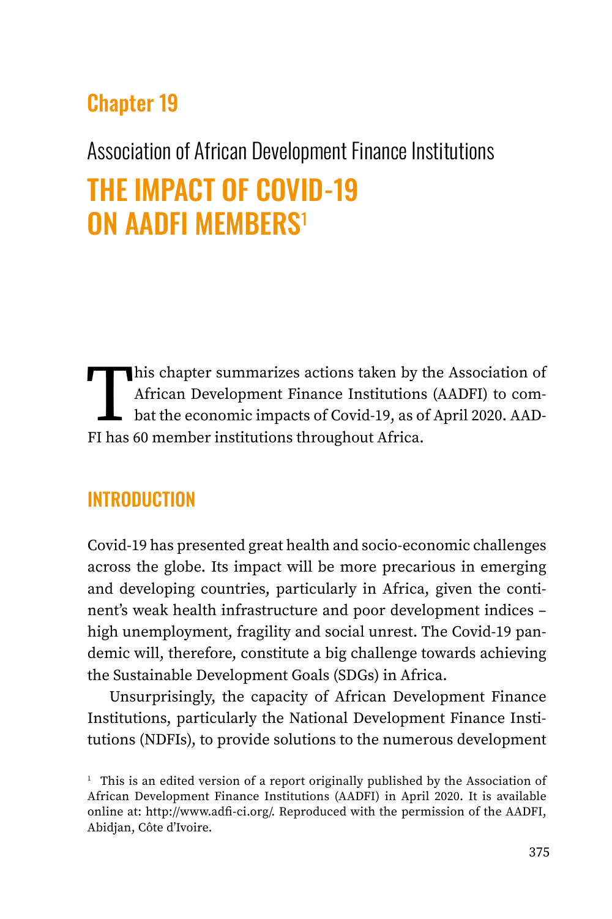# Chapter 19

## Association of African Development Finance Institutions

# THE IMPACT OF COVID-19 ON AADFI MEMBERS[1]

This chapter summarizes actions taken by the Association of African Development Finance Institutions (AADFI) to combat the economic impacts of Covid-19, as of April 2020. AADFI has 60 member institutions throughout Africa.

## INTRODUCTION

Covid-19 has presented great health and socio-economic challenges across the globe. Its impact will be more precarious in emerging and developing countries, particularly in Africa, given the continent's weak health infrastructure and poor development indices – high unemployment, fragility and social unrest. The Covid-19 pandemic will, therefore, constitute a big challenge towards achieving the Sustainable Development Goals (SDGs) in Africa.

Unsurprisingly, the capacity of African Development Finance Institutions, particularly the National Development Finance Institutions (NDFIs), to provide solutions to the numerous development

[1] This is an edited version of a report originally published by the Association of African Development Finance Institutions (AADFI) in April 2020. It is available online at: http://www.adfi-ci.org/. Reproduced with the permission of the AADFI, Abidjan, Côte d'Ivoire.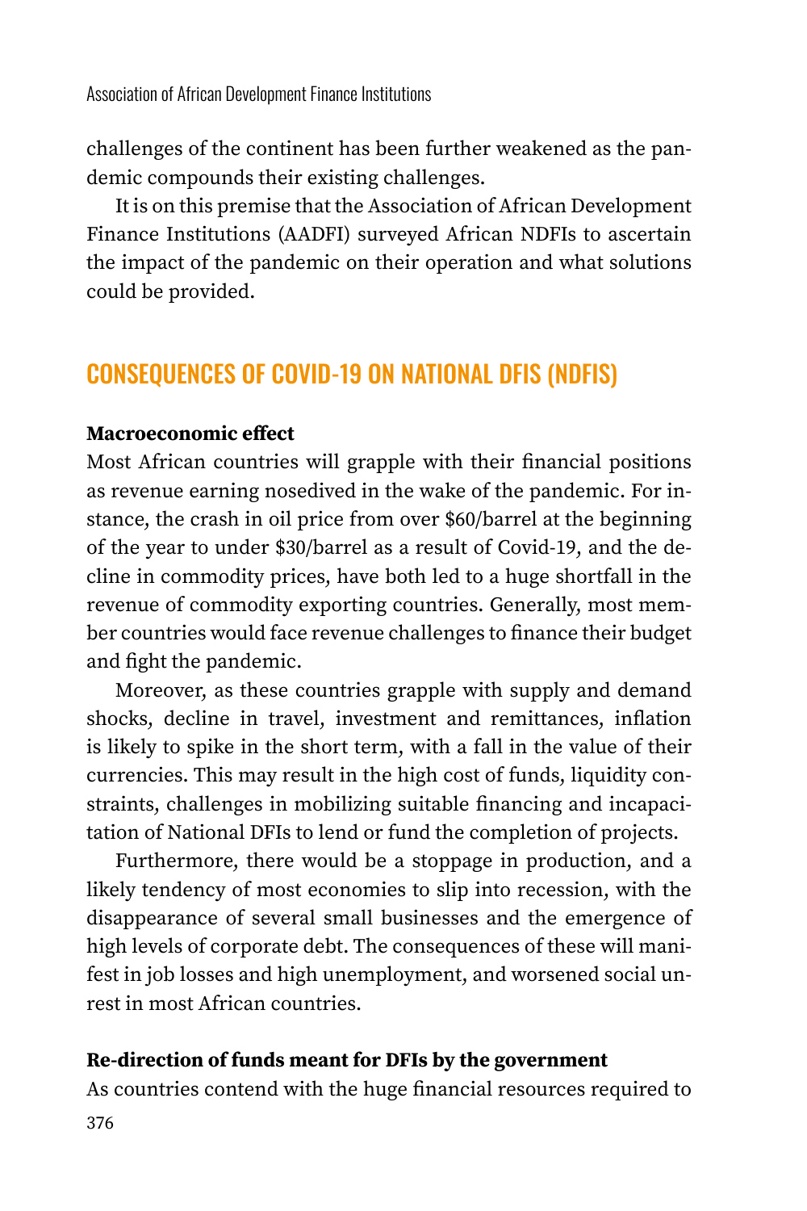challenges of the continent has been further weakened as the pandemic compounds their existing challenges.

It is on this premise that the Association of African Development Finance Institutions (AADFI) surveyed African NDFIs to ascertain the impact of the pandemic on their operation and what solutions could be provided.

## CONSEQUENCES OF COVID-19 ON NATIONAL DFIS (NDFIS)

**Macroeconomic effect**

Most African countries will grapple with their financial positions as revenue earning nosedived in the wake of the pandemic. For instance, the crash in oil price from over $60/barrel at the beginning of the year to under $30/barrel as a result of Covid-19, and the decline in commodity prices, have both led to a huge shortfall in the revenue of commodity exporting countries. Generally, most member countries would face revenue challenges to finance their budget and fight the pandemic.

Moreover, as these countries grapple with supply and demand shocks, decline in travel, investment and remittances, inflation is likely to spike in the short term, with a fall in the value of their currencies. This may result in the high cost of funds, liquidity constraints, challenges in mobilizing suitable financing and incapacitation of National DFIs to lend or fund the completion of projects.

Furthermore, there would be a stoppage in production, and a likely tendency of most economies to slip into recession, with the disappearance of several small businesses and the emergence of high levels of corporate debt. The consequences of these will manifest in job losses and high unemployment, and worsened social unrest in most African countries.

**Re-direction of funds meant for DFIs by the government**

As countries contend with the huge financial resources required to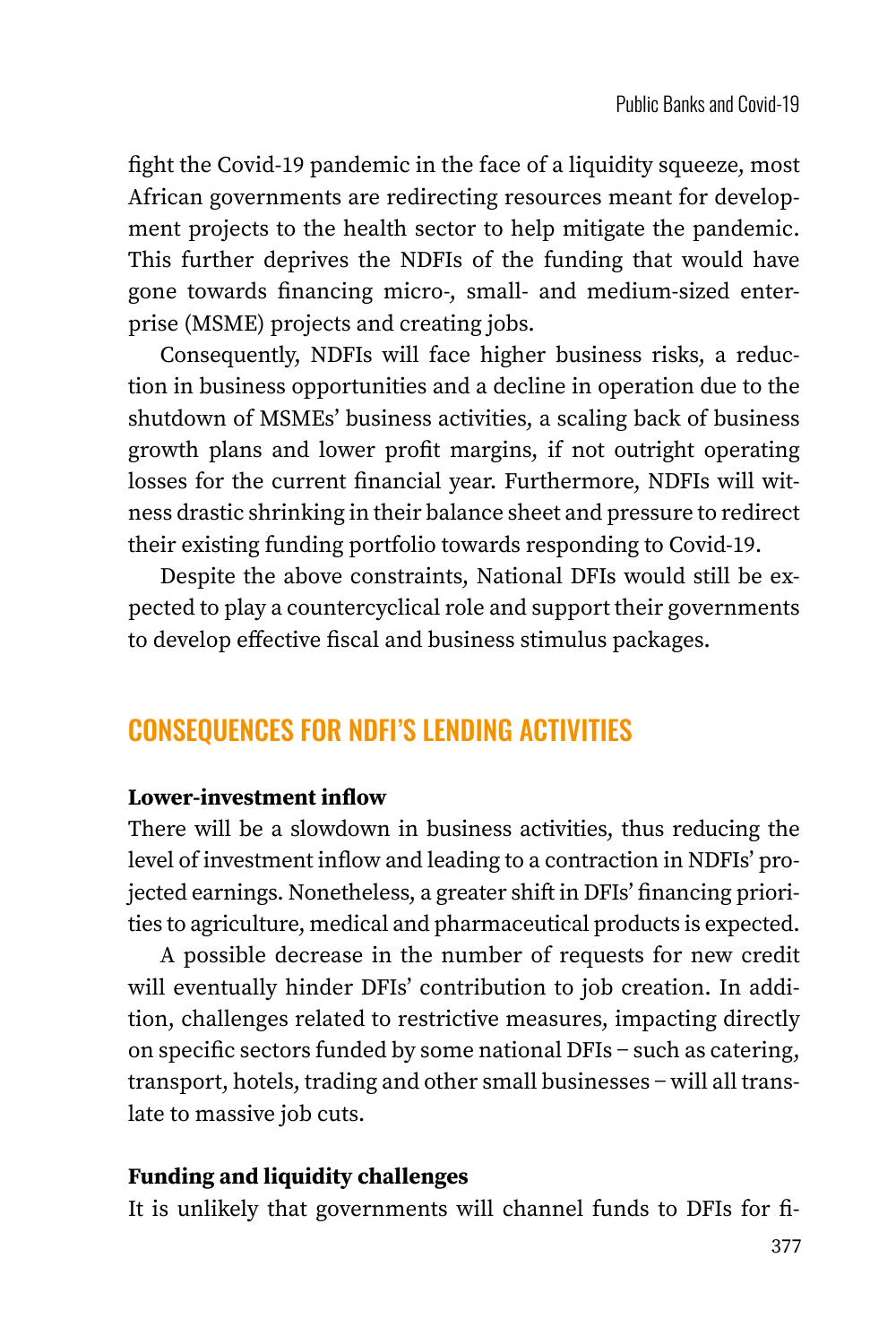fight the Covid-19 pandemic in the face of a liquidity squeeze, most African governments are redirecting resources meant for development projects to the health sector to help mitigate the pandemic. This further deprives the NDFIs of the funding that would have gone towards financing micro-, small- and medium-sized enterprise (MSME) projects and creating jobs.

Consequently, NDFIs will face higher business risks, a reduction in business opportunities and a decline in operation due to the shutdown of MSMEs' business activities, a scaling back of business growth plans and lower profit margins, if not outright operating losses for the current financial year. Furthermore, NDFIs will witness drastic shrinking in their balance sheet and pressure to redirect their existing funding portfolio towards responding to Covid-19.

Despite the above constraints, National DFIs would still be expected to play a countercyclical role and support their governments to develop effective fiscal and business stimulus packages.

## CONSEQUENCES FOR NDFI'S LENDING ACTIVITIES

**Lower-investment inflow**

There will be a slowdown in business activities, thus reducing the level of investment inflow and leading to a contraction in NDFIs' projected earnings. Nonetheless, a greater shift in DFIs' financing priorities to agriculture, medical and pharmaceutical products is expected.

A possible decrease in the number of requests for new credit will eventually hinder DFIs' contribution to job creation. In addition, challenges related to restrictive measures, impacting directly on specific sectors funded by some national DFIs – such as catering, transport, hotels, trading and other small businesses – will all translate to massive job cuts.

**Funding and liquidity challenges**

It is unlikely that governments will channel funds to DFIs for fi-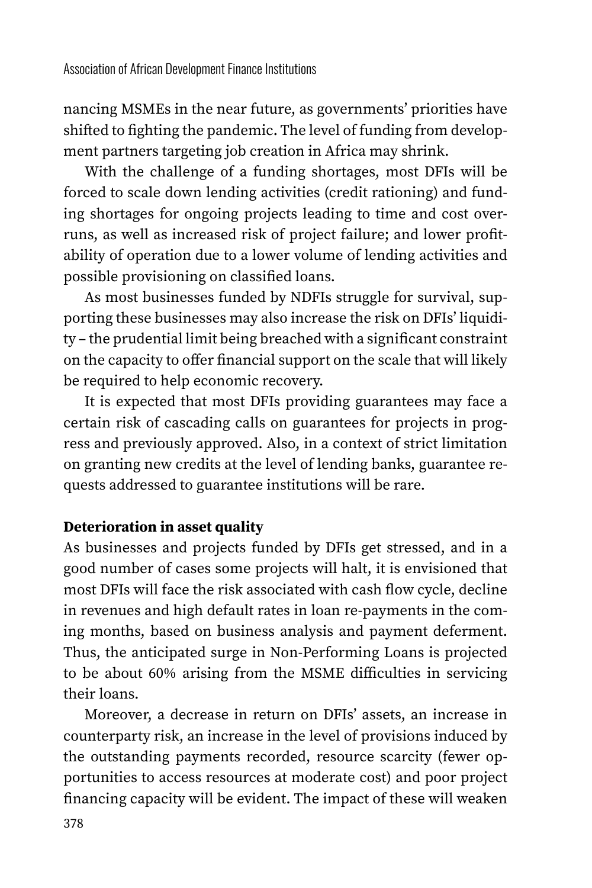nancing MSMEs in the near future, as governments' priorities have shifted to fighting the pandemic. The level of funding from development partners targeting job creation in Africa may shrink.

With the challenge of a funding shortages, most DFIs will be forced to scale down lending activities (credit rationing) and funding shortages for ongoing projects leading to time and cost overruns, as well as increased risk of project failure; and lower profitability of operation due to a lower volume of lending activities and possible provisioning on classified loans.

As most businesses funded by NDFIs struggle for survival, supporting these businesses may also increase the risk on DFIs' liquidity – the prudential limit being breached with a significant constraint on the capacity to offer financial support on the scale that will likely be required to help economic recovery.

It is expected that most DFIs providing guarantees may face a certain risk of cascading calls on guarantees for projects in progress and previously approved. Also, in a context of strict limitation on granting new credits at the level of lending banks, guarantee requests addressed to guarantee institutions will be rare.

**Deterioration in asset quality**

As businesses and projects funded by DFIs get stressed, and in a good number of cases some projects will halt, it is envisioned that most DFIs will face the risk associated with cash flow cycle, decline in revenues and high default rates in loan re-payments in the coming months, based on business analysis and payment deferment. Thus, the anticipated surge in Non-Performing Loans is projected to be about 60% arising from the MSME difficulties in servicing their loans.

Moreover, a decrease in return on DFIs' assets, an increase in counterparty risk, an increase in the level of provisions induced by the outstanding payments recorded, resource scarcity (fewer opportunities to access resources at moderate cost) and poor project financing capacity will be evident. The impact of these will weaken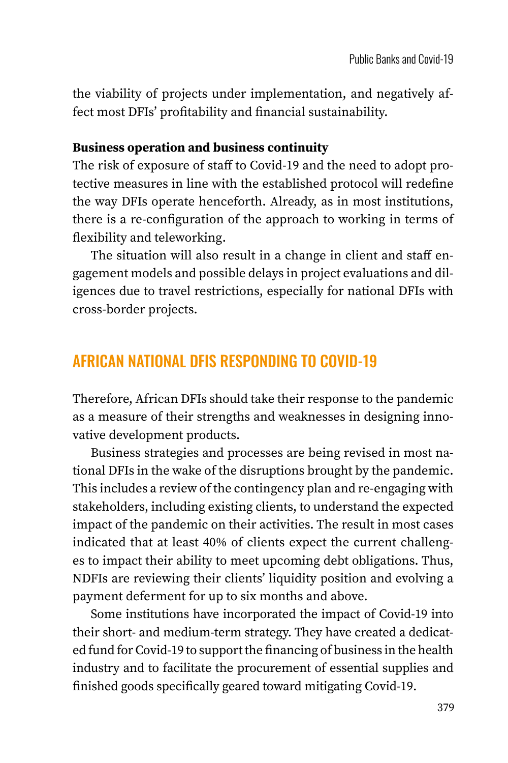the viability of projects under implementation, and negatively affect most DFIs' profitability and financial sustainability.

**Business operation and business continuity**

The risk of exposure of staff to Covid-19 and the need to adopt protective measures in line with the established protocol will redefine the way DFIs operate henceforth. Already, as in most institutions, there is a re-configuration of the approach to working in terms of flexibility and teleworking.

The situation will also result in a change in client and staff engagement models and possible delays in project evaluations and diligences due to travel restrictions, especially for national DFIs with cross-border projects.

## AFRICAN NATIONAL DFIS RESPONDING TO COVID-19

Therefore, African DFIs should take their response to the pandemic as a measure of their strengths and weaknesses in designing innovative development products.

Business strategies and processes are being revised in most national DFIs in the wake of the disruptions brought by the pandemic. This includes a review of the contingency plan and re-engaging with stakeholders, including existing clients, to understand the expected impact of the pandemic on their activities. The result in most cases indicated that at least 40% of clients expect the current challenges to impact their ability to meet upcoming debt obligations. Thus, NDFIs are reviewing their clients' liquidity position and evolving a payment deferment for up to six months and above.

Some institutions have incorporated the impact of Covid-19 into their short- and medium-term strategy. They have created a dedicated fund for Covid-19 to support the financing of business in the health industry and to facilitate the procurement of essential supplies and finished goods specifically geared toward mitigating Covid-19.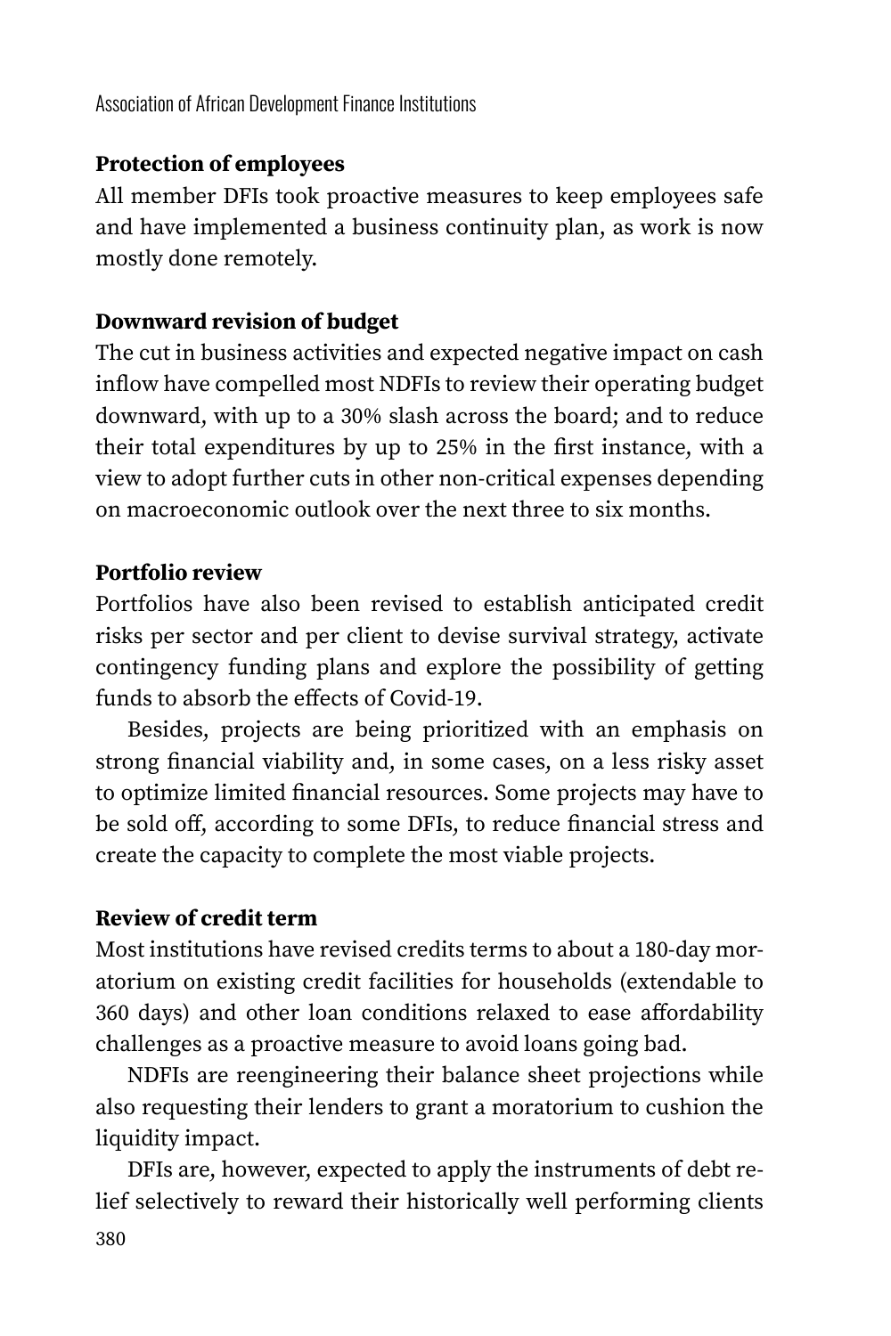**Protection of employees**

All member DFIs took proactive measures to keep employees safe and have implemented a business continuity plan, as work is now mostly done remotely.

**Downward revision of budget**

The cut in business activities and expected negative impact on cash inflow have compelled most NDFIs to review their operating budget downward, with up to a 30% slash across the board; and to reduce their total expenditures by up to 25% in the first instance, with a view to adopt further cuts in other non-critical expenses depending on macroeconomic outlook over the next three to six months.

**Portfolio review**

Portfolios have also been revised to establish anticipated credit risks per sector and per client to devise survival strategy, activate contingency funding plans and explore the possibility of getting funds to absorb the effects of Covid-19.

Besides, projects are being prioritized with an emphasis on strong financial viability and, in some cases, on a less risky asset to optimize limited financial resources. Some projects may have to be sold off, according to some DFIs, to reduce financial stress and create the capacity to complete the most viable projects.

**Review of credit term**

Most institutions have revised credits terms to about a 180-day moratorium on existing credit facilities for households (extendable to 360 days) and other loan conditions relaxed to ease affordability challenges as a proactive measure to avoid loans going bad.

NDFIs are reengineering their balance sheet projections while also requesting their lenders to grant a moratorium to cushion the liquidity impact.

DFIs are, however, expected to apply the instruments of debt relief selectively to reward their historically well performing clients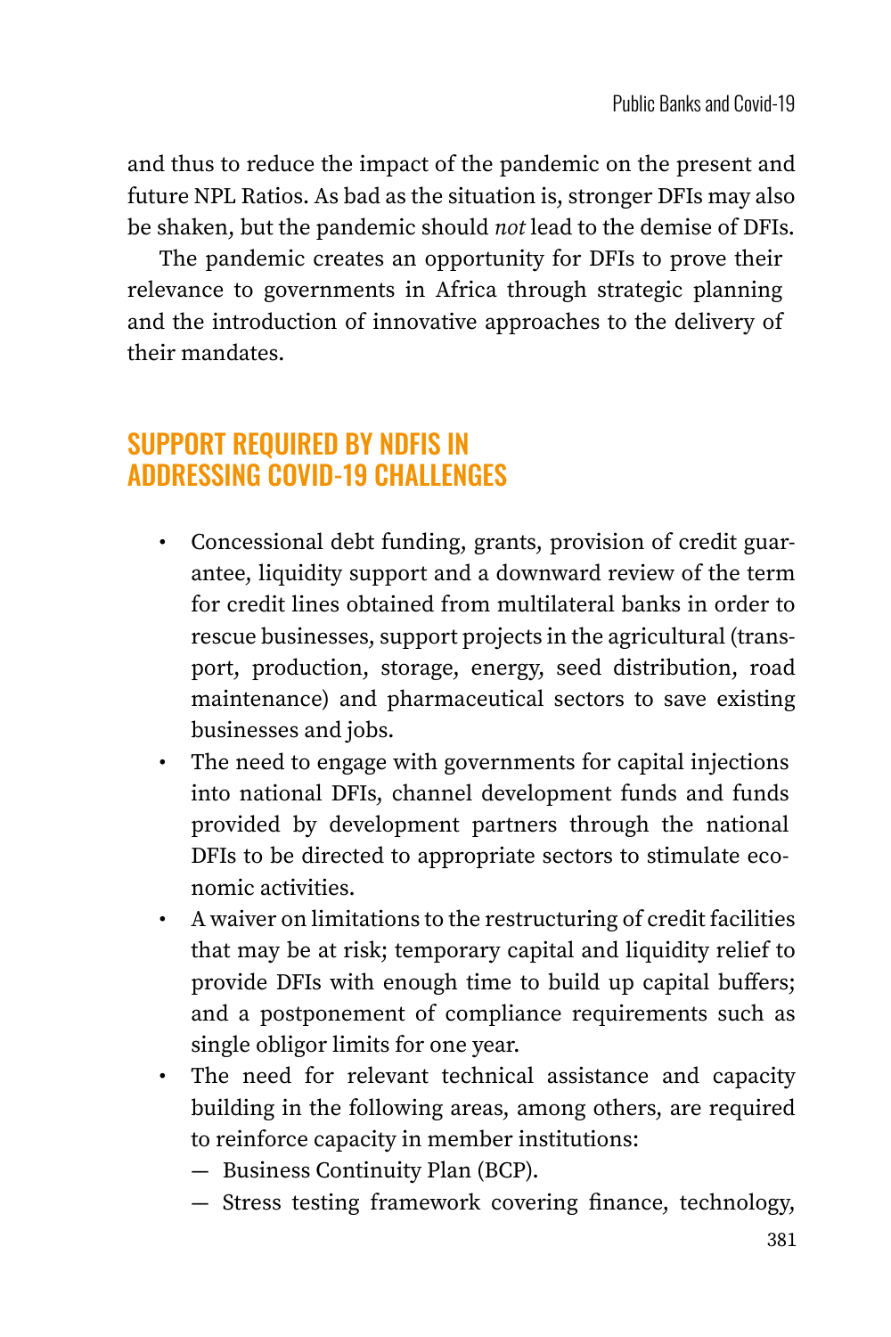and thus to reduce the impact of the pandemic on the present and future NPL Ratios. As bad as the situation is, stronger DFIs may also be shaken, but the pandemic should *not* lead to the demise of DFIs.

The pandemic creates an opportunity for DFIs to prove their relevance to governments in Africa through strategic planning and the introduction of innovative approaches to the delivery of their mandates.

## SUPPORT REQUIRED BY NDFIS IN ADDRESSING COVID-19 CHALLENGES

- Concessional debt funding, grants, provision of credit guarantee, liquidity support and a downward review of the term for credit lines obtained from multilateral banks in order to rescue businesses, support projects in the agricultural (transport, production, storage, energy, seed distribution, road maintenance) and pharmaceutical sectors to save existing businesses and jobs.
- The need to engage with governments for capital injections into national DFIs, channel development funds and funds provided by development partners through the national DFIs to be directed to appropriate sectors to stimulate economic activities.
- A waiver on limitations to the restructuring of credit facilities that may be at risk; temporary capital and liquidity relief to provide DFIs with enough time to build up capital buffers; and a postponement of compliance requirements such as single obligor limits for one year.
- The need for relevant technical assistance and capacity building in the following areas, among others, are required to reinforce capacity in member institutions:
  - Business Continuity Plan (BCP).
  - Stress testing framework covering finance, technology,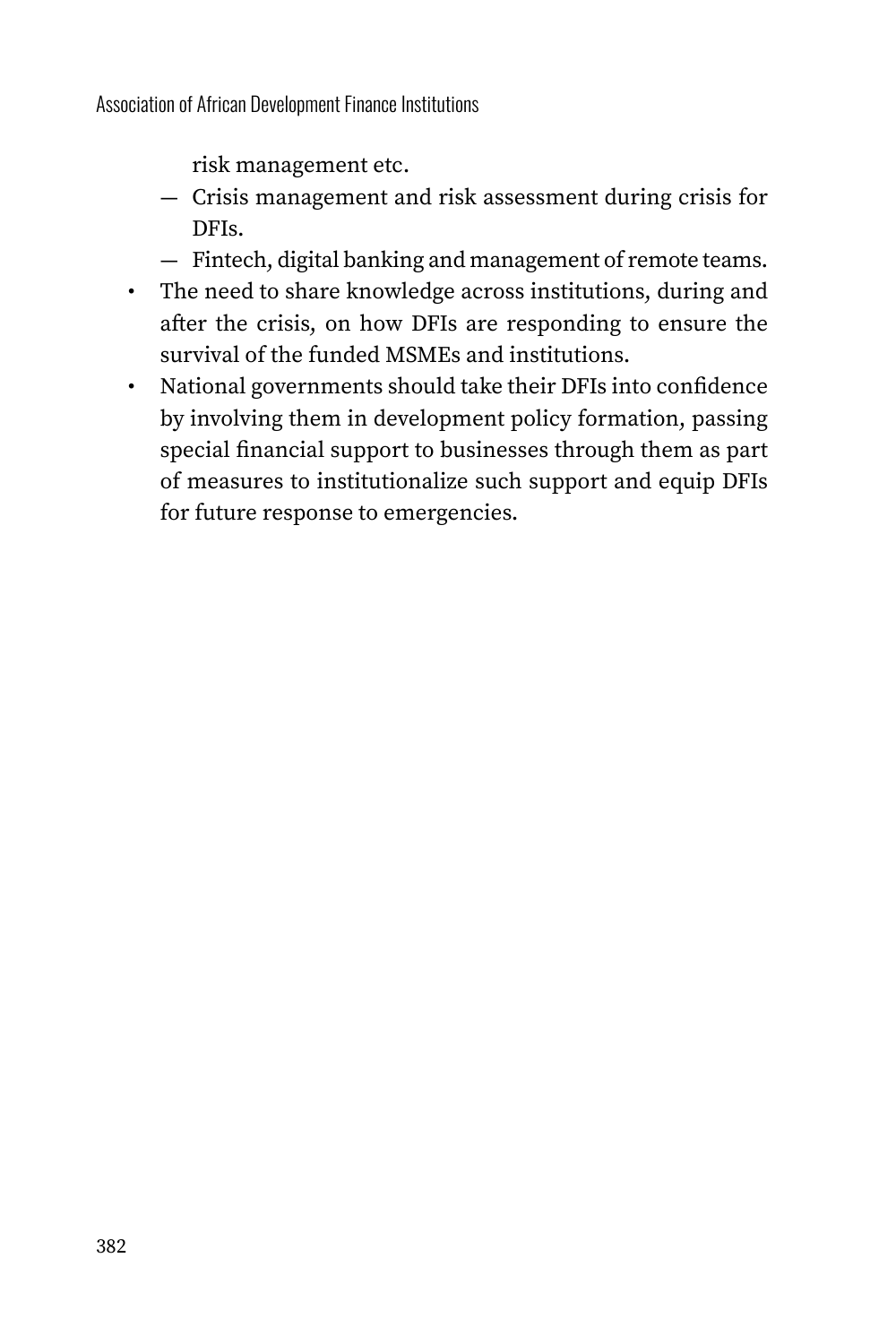risk management etc.

  - Crisis management and risk assessment during crisis for DFIs.
  - Fintech, digital banking and management of remote teams.

- The need to share knowledge across institutions, during and after the crisis, on how DFIs are responding to ensure the survival of the funded MSMEs and institutions.
- National governments should take their DFIs into confidence by involving them in development policy formation, passing special financial support to businesses through them as part of measures to institutionalize such support and equip DFIs for future response to emergencies.